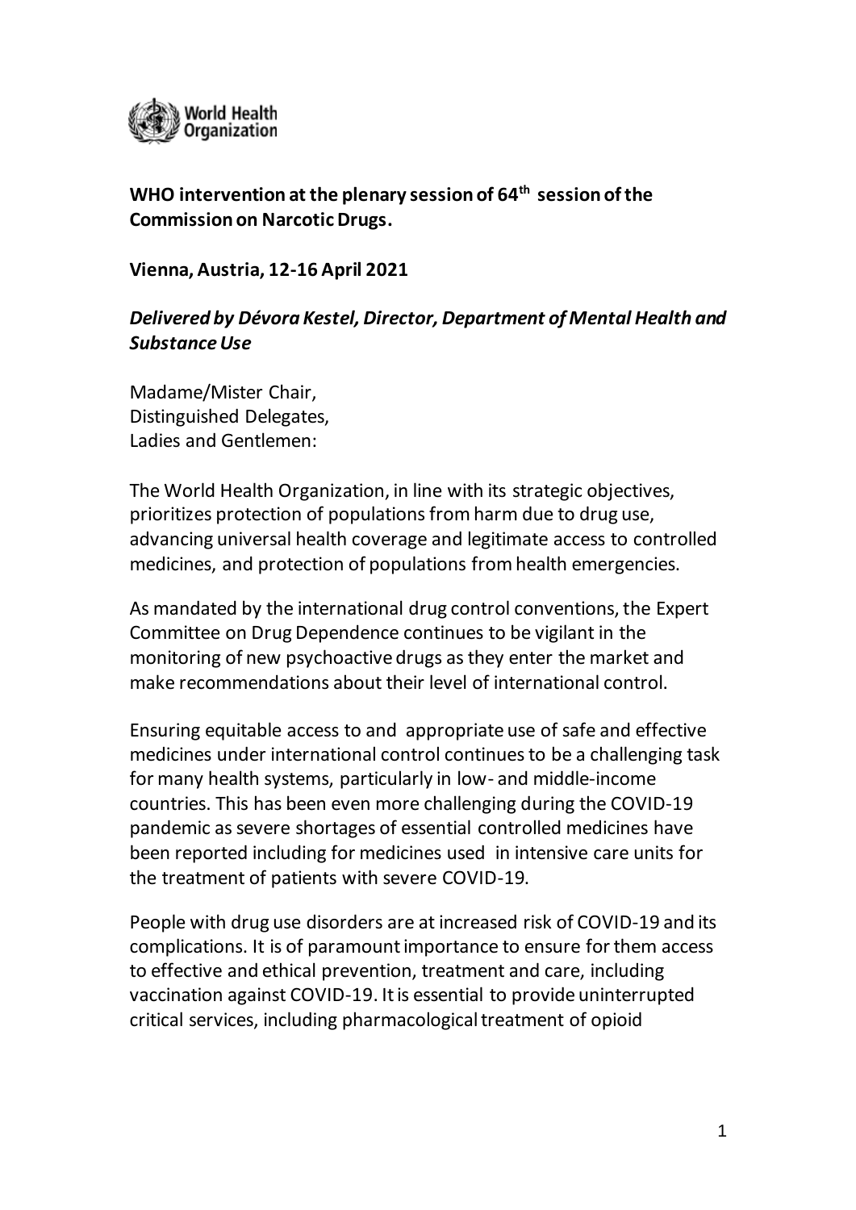World Health Organization

**WHO intervention at the plenary session of 64th session of the Commission on Narcotic Drugs.**

**Vienna, Austria, 12-16 April 2021**

***Delivered by Dévora Kestel, Director, Department of Mental Health and Substance Use***

Madame/Mister Chair,
Distinguished Delegates,
Ladies and Gentlemen:

The World Health Organization, in line with its strategic objectives, prioritizes protection of populations from harm due to drug use, advancing universal health coverage and legitimate access to controlled medicines, and protection of populations from health emergencies.

As mandated by the international drug control conventions, the Expert Committee on Drug Dependence continues to be vigilant in the monitoring of new psychoactive drugs as they enter the market and make recommendations about their level of international control.

Ensuring equitable access to and appropriate use of safe and effective medicines under international control continues to be a challenging task for many health systems, particularly in low- and middle-income countries. This has been even more challenging during the COVID-19 pandemic as severe shortages of essential controlled medicines have been reported including for medicines used in intensive care units for the treatment of patients with severe COVID-19.

People with drug use disorders are at increased risk of COVID-19 and its complications. It is of paramount importance to ensure for them access to effective and ethical prevention, treatment and care, including vaccination against COVID-19. It is essential to provide uninterrupted critical services, including pharmacological treatment of opioid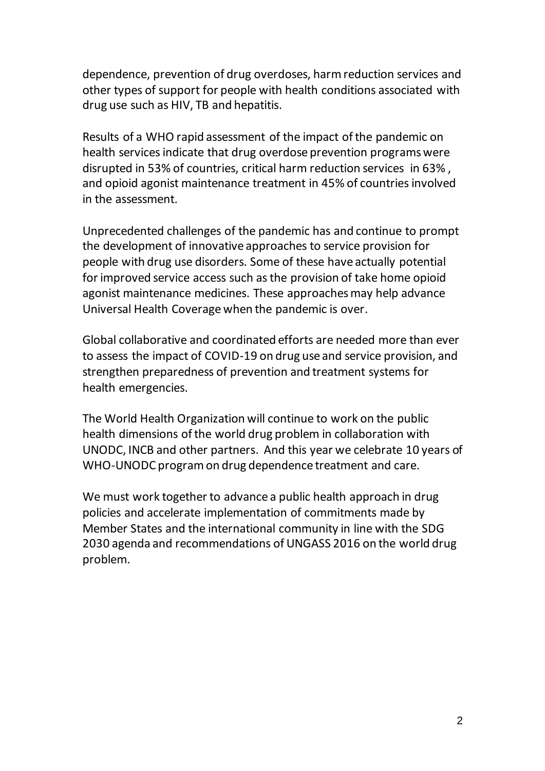dependence, prevention of drug overdoses, harm reduction services and other types of support for people with health conditions associated with drug use such as HIV, TB and hepatitis.

Results of a WHO rapid assessment of the impact of the pandemic on health services indicate that drug overdose prevention programs were disrupted in 53% of countries, critical harm reduction services in 63% , and opioid agonist maintenance treatment in 45% of countries involved in the assessment.

Unprecedented challenges of the pandemic has and continue to prompt the development of innovative approaches to service provision for people with drug use disorders. Some of these have actually potential for improved service access such as the provision of take home opioid agonist maintenance medicines. These approaches may help advance Universal Health Coverage when the pandemic is over.

Global collaborative and coordinated efforts are needed more than ever to assess the impact of COVID-19 on drug use and service provision, and strengthen preparedness of prevention and treatment systems for health emergencies.

The World Health Organization will continue to work on the public health dimensions of the world drug problem in collaboration with UNODC, INCB and other partners. And this year we celebrate 10 years of WHO-UNODC program on drug dependence treatment and care.

We must work together to advance a public health approach in drug policies and accelerate implementation of commitments made by Member States and the international community in line with the SDG 2030 agenda and recommendations of UNGASS 2016 on the world drug problem.